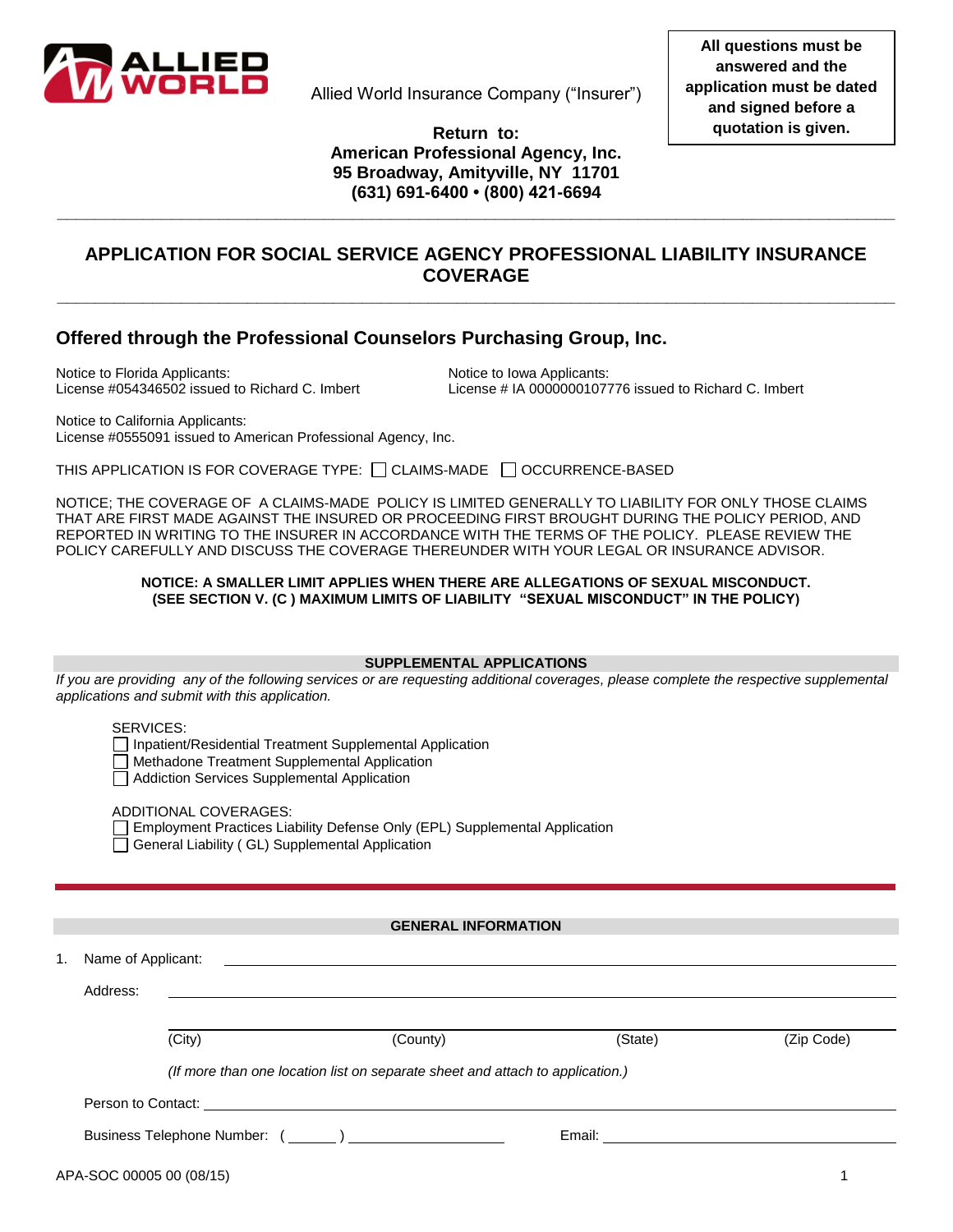Allied World Insurance Company ("Insurer")

**All questions must be answered and the application must be dated and signed before a quotation is given.**

**Return to:**
**American Professional Agency, Inc.**
**95 Broadway, Amityville, NY 11701**
**(631) 691-6400 • (800) 421-6694**

# APPLICATION FOR SOCIAL SERVICE AGENCY PROFESSIONAL LIABILITY INSURANCE COVERAGE

## Offered through the Professional Counselors Purchasing Group, Inc.

Notice to Florida Applicants:
License #054346502 issued to Richard C. Imbert

Notice to Iowa Applicants:
License # IA 0000000107776 issued to Richard C. Imbert

Notice to California Applicants:
License #0555091 issued to American Professional Agency, Inc.

THIS APPLICATION IS FOR COVERAGE TYPE: ☐ CLAIMS-MADE ☐ OCCURRENCE-BASED

NOTICE; THE COVERAGE OF A CLAIMS-MADE POLICY IS LIMITED GENERALLY TO LIABILITY FOR ONLY THOSE CLAIMS THAT ARE FIRST MADE AGAINST THE INSURED OR PROCEEDING FIRST BROUGHT DURING THE POLICY PERIOD, AND REPORTED IN WRITING TO THE INSURER IN ACCORDANCE WITH THE TERMS OF THE POLICY. PLEASE REVIEW THE POLICY CAREFULLY AND DISCUSS THE COVERAGE THEREUNDER WITH YOUR LEGAL OR INSURANCE ADVISOR.

**NOTICE: A SMALLER LIMIT APPLIES WHEN THERE ARE ALLEGATIONS OF SEXUAL MISCONDUCT. (SEE SECTION V. (C ) MAXIMUM LIMITS OF LIABILITY "SEXUAL MISCONDUCT" IN THE POLICY)**

### SUPPLEMENTAL APPLICATIONS

*If you are providing any of the following services or are requesting additional coverages, please complete the respective supplemental applications and submit with this application.*

SERVICES:
- ☐ Inpatient/Residential Treatment Supplemental Application
- ☐ Methadone Treatment Supplemental Application
- ☐ Addiction Services Supplemental Application

ADDITIONAL COVERAGES:
- ☐ Employment Practices Liability Defense Only (EPL) Supplemental Application
- ☐ General Liability ( GL) Supplemental Application

### GENERAL INFORMATION

1. Name of Applicant: ______________________________

   Address: ______________________________

   ______________________________
   (City) (County) (State) (Zip Code)

   *(If more than one location list on separate sheet and attach to application.)*

   Person to Contact: ______________________________

   Business Telephone Number: ( ______ ) ____________________ Email: ______________________________

APA-SOC 00005 00 (08/15)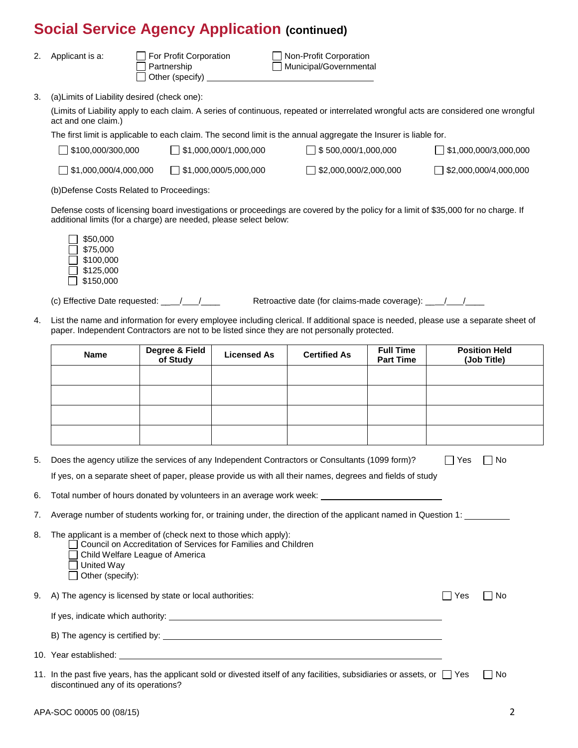# Social Service Agency Application (continued)

2. Applicant is a:
   - ☐ For Profit Corporation
   - ☐ Non-Profit Corporation
   - ☐ Partnership
   - ☐ Municipal/Governmental
   - ☐ Other (specify) ______________________________

3. (a)Limits of Liability desired (check one):

   (Limits of Liability apply to each claim. A series of continuous, repeated or interrelated wrongful acts are considered one wrongful act and one claim.)

   The first limit is applicable to each claim. The second limit is the annual aggregate the Insurer is liable for.

   ☐ $100,000/300,000 ☐ $1,000,000/1,000,000 ☐ $ 500,000/1,000,000 ☐ $1,000,000/3,000,000

   ☐ $1,000,000/4,000,000 ☐ $1,000,000/5,000,000 ☐ $2,000,000/2,000,000 ☐ $2,000,000/4,000,000

   (b)Defense Costs Related to Proceedings:

   Defense costs of licensing board investigations or proceedings are covered by the policy for a limit of $35,000 for no charge. If additional limits (for a charge) are needed, please select below:

   - ☐ $50,000
   - ☐ $75,000
   - ☐ $100,000
   - ☐ $125,000
   - ☐ $150,000

   (c) Effective Date requested: ___/___/____ Retroactive date (for claims-made coverage): ___/___/____

4. List the name and information for every employee including clerical. If additional space is needed, please use a separate sheet of paper. Independent Contractors are not to be listed since they are not personally protected.

| Name | Degree & Field of Study | Licensed As | Certified As | Full Time Part Time | Position Held (Job Title) |
|---|---|---|---|---|---|
| | | | | | |
| | | | | | |
| | | | | | |
| | | | | | |

5. Does the agency utilize the services of any Independent Contractors or Consultants (1099 form)? ☐ Yes ☐ No

   If yes, on a separate sheet of paper, please provide us with all their names, degrees and fields of study

6. Total number of hours donated by volunteers in an average work week: ______________________

7. Average number of students working for, or training under, the direction of the applicant named in Question 1: __________

8. The applicant is a member of (check next to those which apply):
   - ☐ Council on Accreditation of Services for Families and Children
   - ☐ Child Welfare League of America
   - ☐ United Way
   - ☐ Other (specify):

9. A) The agency is licensed by state or local authorities: ☐ Yes ☐ No

   If yes, indicate which authority: ______________________________

   B) The agency is certified by: ______________________________

10. Year established: ______________________________

11. In the past five years, has the applicant sold or divested itself of any facilities, subsidiaries or assets, or discontinued any of its operations? ☐ Yes ☐ No

APA-SOC 00005 00 (08/15)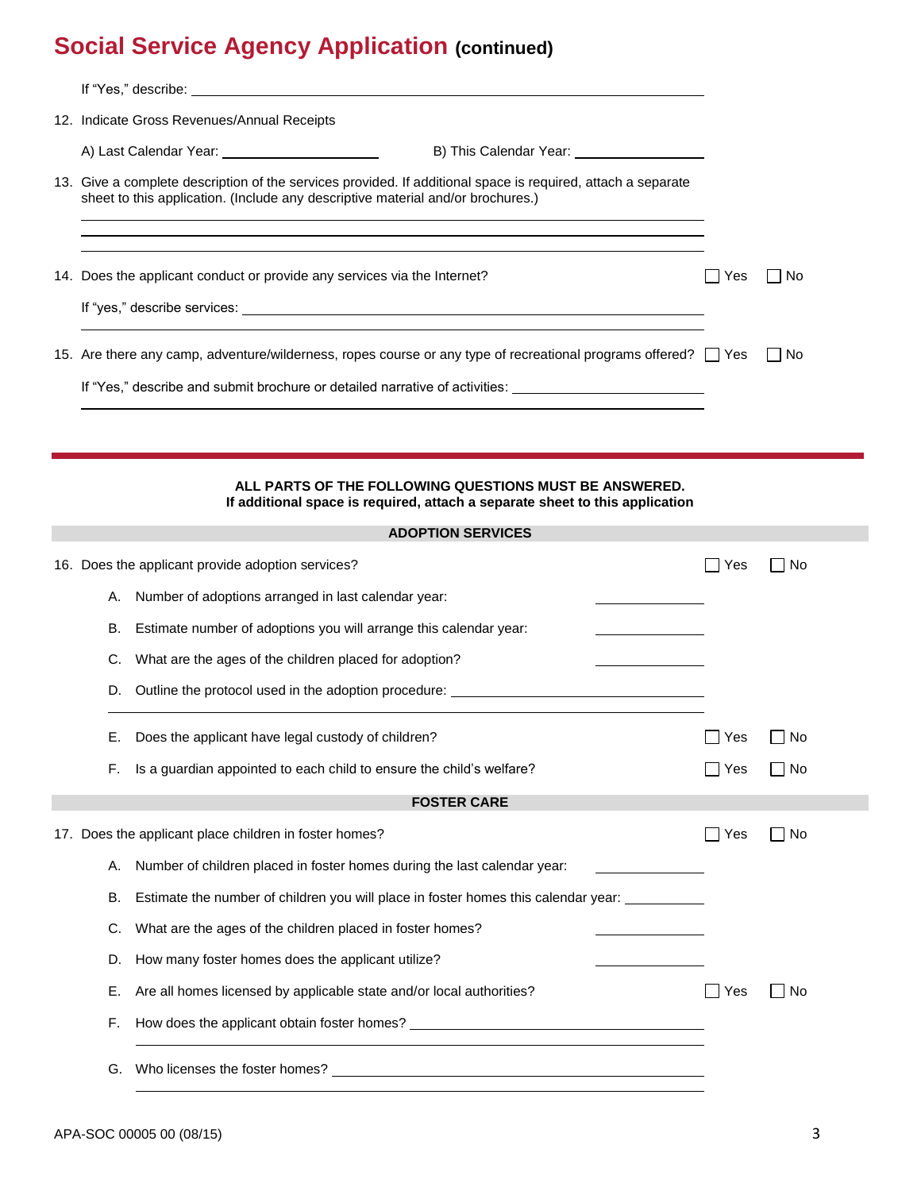## Social Service Agency Application (continued)

If "Yes," describe: ______________________________

12. Indicate Gross Revenues/Annual Receipts

    A) Last Calendar Year: ____________ B) This Calendar Year: ____________

13. Give a complete description of the services provided. If additional space is required, attach a separate sheet to this application. (Include any descriptive material and/or brochures.)

    ______________________________

14. Does the applicant conduct or provide any services via the Internet? ☐ Yes ☐ No

    If "yes," describe services: ______________________________

15. Are there any camp, adventure/wilderness, ropes course or any type of recreational programs offered? ☐ Yes ☐ No

    If "Yes," describe and submit brochure or detailed narrative of activities: ______________________________

---

**ALL PARTS OF THE FOLLOWING QUESTIONS MUST BE ANSWERED.**
**If additional space is required, attach a separate sheet to this application**

### ADOPTION SERVICES

16. Does the applicant provide adoption services? ☐ Yes ☐ No

    A. Number of adoptions arranged in last calendar year: ____________

    B. Estimate number of adoptions you will arrange this calendar year: ____________

    C. What are the ages of the children placed for adoption? ____________

    D. Outline the protocol used in the adoption procedure: ______________________________

    E. Does the applicant have legal custody of children? ☐ Yes ☐ No

    F. Is a guardian appointed to each child to ensure the child's welfare? ☐ Yes ☐ No

### FOSTER CARE

17. Does the applicant place children in foster homes? ☐ Yes ☐ No

    A. Number of children placed in foster homes during the last calendar year: ____________

    B. Estimate the number of children you will place in foster homes this calendar year: ____________

    C. What are the ages of the children placed in foster homes? ____________

    D. How many foster homes does the applicant utilize? ____________

    E. Are all homes licensed by applicable state and/or local authorities? ☐ Yes ☐ No

    F. How does the applicant obtain foster homes? ______________________________

    G. Who licenses the foster homes? ______________________________

APA-SOC 00005 00 (08/15)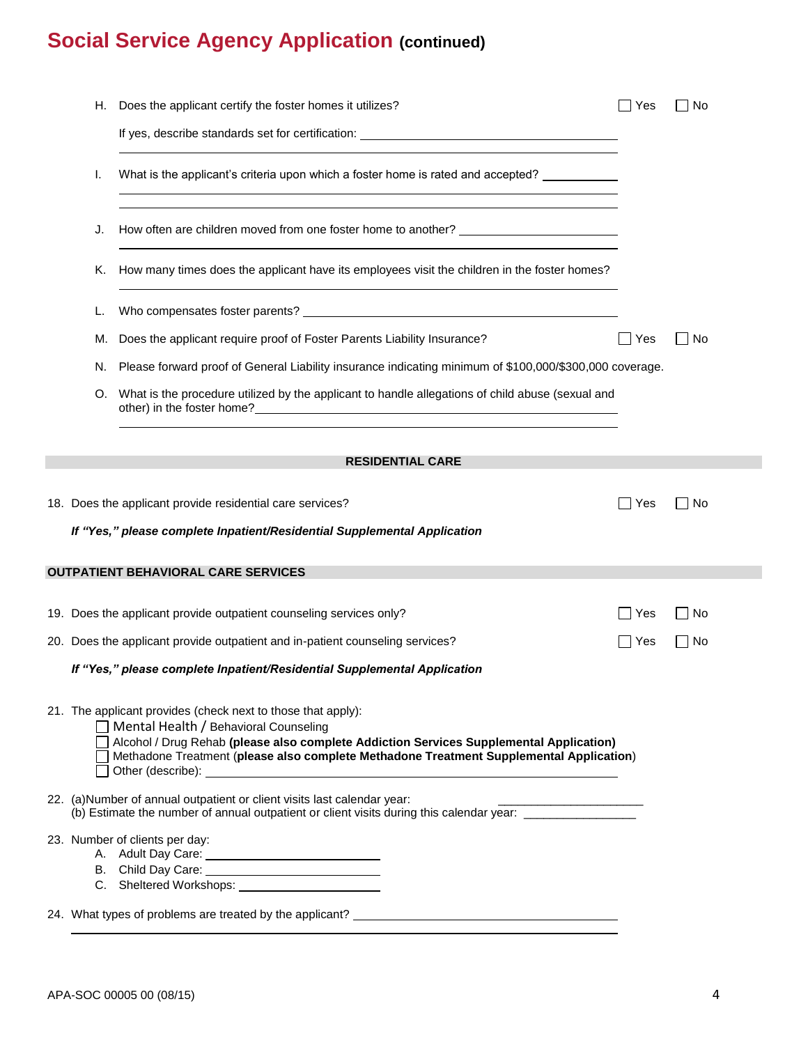# Social Service Agency Application (continued)

H. Does the applicant certify the foster homes it utilizes? ☐ Yes ☐ No

If yes, describe standards set for certification: ____________________

I. What is the applicant's criteria upon which a foster home is rated and accepted? ____________________

J. How often are children moved from one foster home to another? ____________________

K. How many times does the applicant have its employees visit the children in the foster homes? ____________________

L. Who compensates foster parents? ____________________

M. Does the applicant require proof of Foster Parents Liability Insurance? ☐ Yes ☐ No

N. Please forward proof of General Liability insurance indicating minimum of $100,000/$300,000 coverage.

O. What is the procedure utilized by the applicant to handle allegations of child abuse (sexual and other) in the foster home? ____________________

## RESIDENTIAL CARE

18. Does the applicant provide residential care services? ☐ Yes ☐ No

***If "Yes," please complete Inpatient/Residential Supplemental Application***

## OUTPATIENT BEHAVIORAL CARE SERVICES

19. Does the applicant provide outpatient counseling services only? ☐ Yes ☐ No

20. Does the applicant provide outpatient and in-patient counseling services? ☐ Yes ☐ No

***If "Yes," please complete Inpatient/Residential Supplemental Application***

21. The applicant provides (check next to those that apply):
    - ☐ Mental Health / Behavioral Counseling
    - ☐ Alcohol / Drug Rehab **(please also complete Addiction Services Supplemental Application)**
    - ☐ Methadone Treatment (**please also complete Methadone Treatment Supplemental Application**)
    - ☐ Other (describe): ____________________

22. (a)Number of annual outpatient or client visits last calendar year: ____________________
    (b) Estimate the number of annual outpatient or client visits during this calendar year: ____________________

23. Number of clients per day:
    A. Adult Day Care: ____________________
    B. Child Day Care: ____________________
    C. Sheltered Workshops: ____________________

24. What types of problems are treated by the applicant? ____________________

APA-SOC 00005 00 (08/15)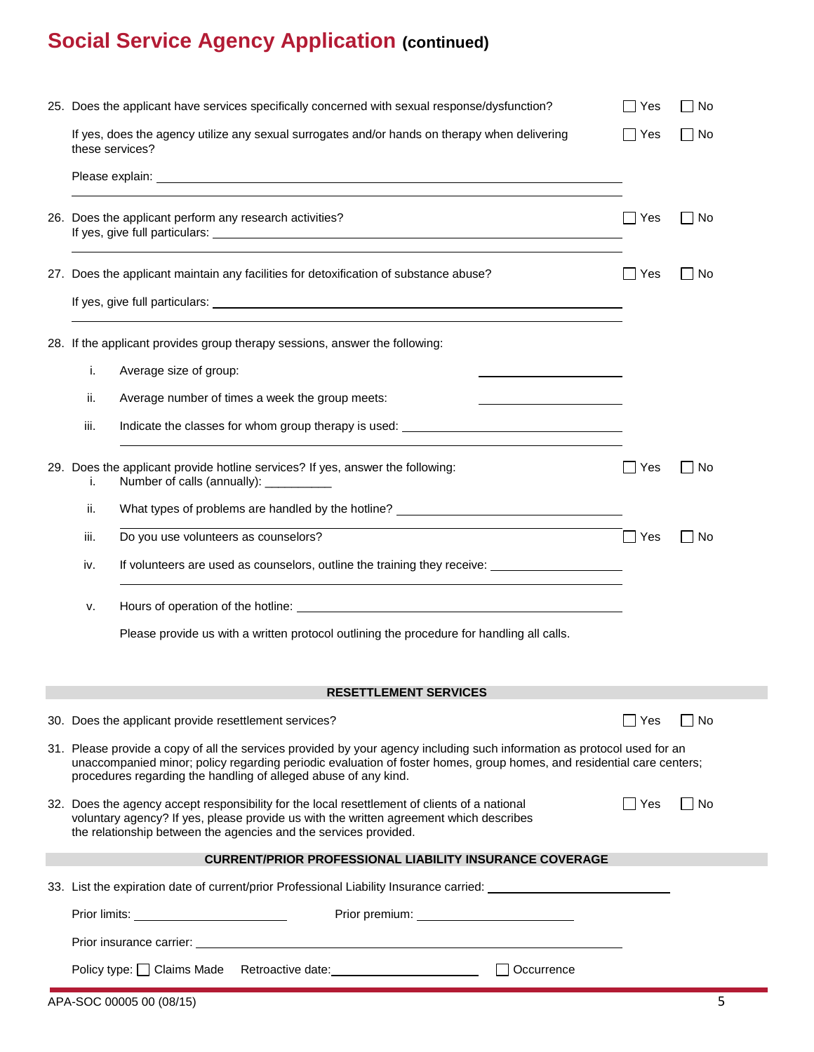## Social Service Agency Application (continued)

25. Does the applicant have services specifically concerned with sexual response/dysfunction? ☐ Yes ☐ No

    If yes, does the agency utilize any sexual surrogates and/or hands on therapy when delivering these services? ☐ Yes ☐ No

    Please explain: ______________________________________________

26. Does the applicant perform any research activities? ☐ Yes ☐ No
    If yes, give full particulars: ______________________________________________

27. Does the applicant maintain any facilities for detoxification of substance abuse? ☐ Yes ☐ No

    If yes, give full particulars: ______________________________________________

28. If the applicant provides group therapy sessions, answer the following:

    i. Average size of group: ______________

    ii. Average number of times a week the group meets: ______________

    iii. Indicate the classes for whom group therapy is used: ______________________________

29. Does the applicant provide hotline services? If yes, answer the following: ☐ Yes ☐ No

    i. Number of calls (annually): __________

    ii. What types of problems are handled by the hotline? ______________________________

    iii. Do you use volunteers as counselors? ☐ Yes ☐ No

    iv. If volunteers are used as counselors, outline the training they receive: ______________________________

    v. Hours of operation of the hotline: ______________________________

    Please provide us with a written protocol outlining the procedure for handling all calls.

### RESETTLEMENT SERVICES

30. Does the applicant provide resettlement services? ☐ Yes ☐ No

31. Please provide a copy of all the services provided by your agency including such information as protocol used for an unaccompanied minor; policy regarding periodic evaluation of foster homes, group homes, and residential care centers; procedures regarding the handling of alleged abuse of any kind.

32. Does the agency accept responsibility for the local resettlement of clients of a national voluntary agency? If yes, please provide us with the written agreement which describes the relationship between the agencies and the services provided. ☐ Yes ☐ No

### CURRENT/PRIOR PROFESSIONAL LIABILITY INSURANCE COVERAGE

33. List the expiration date of current/prior Professional Liability Insurance carried: ______________________________

    Prior limits: ______________ Prior premium: ______________

    Prior insurance carrier: ______________________________

    Policy type: ☐ Claims Made Retroactive date: ______________ ☐ Occurrence

APA-SOC 00005 00 (08/15)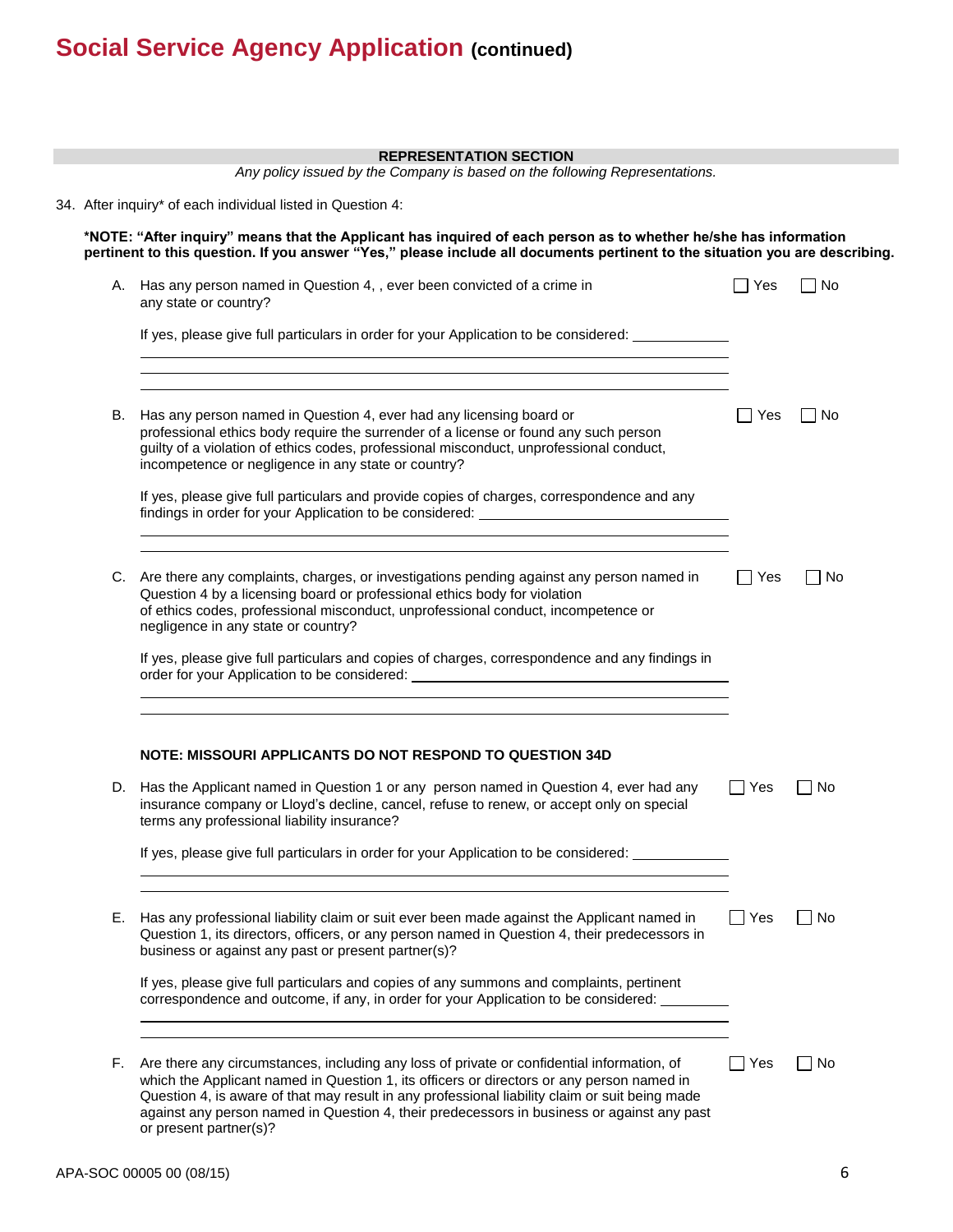# Social Service Agency Application (continued)

## REPRESENTATION SECTION

*Any policy issued by the Company is based on the following Representations.*

34. After inquiry* of each individual listed in Question 4:

**\*NOTE: "After inquiry" means that the Applicant has inquired of each person as to whether he/she has information pertinent to this question. If you answer "Yes," please include all documents pertinent to the situation you are describing.**

A. Has any person named in Question 4, , ever been convicted of a crime in any state or country? ☐ Yes ☐ No

If yes, please give full particulars in order for your Application to be considered: ____________

B. Has any person named in Question 4, ever had any licensing board or professional ethics body require the surrender of a license or found any such person guilty of a violation of ethics codes, professional misconduct, unprofessional conduct, incompetence or negligence in any state or country? ☐ Yes ☐ No

If yes, please give full particulars and provide copies of charges, correspondence and any findings in order for your Application to be considered: ____________

C. Are there any complaints, charges, or investigations pending against any person named in Question 4 by a licensing board or professional ethics body for violation of ethics codes, professional misconduct, unprofessional conduct, incompetence or negligence in any state or country? ☐ Yes ☐ No

If yes, please give full particulars and copies of charges, correspondence and any findings in order for your Application to be considered: ____________

**NOTE: MISSOURI APPLICANTS DO NOT RESPOND TO QUESTION 34D**

D. Has the Applicant named in Question 1 or any person named in Question 4, ever had any insurance company or Lloyd's decline, cancel, refuse to renew, or accept only on special terms any professional liability insurance? ☐ Yes ☐ No

If yes, please give full particulars in order for your Application to be considered: ____________

E. Has any professional liability claim or suit ever been made against the Applicant named in Question 1, its directors, officers, or any person named in Question 4, their predecessors in business or against any past or present partner(s)? ☐ Yes ☐ No

If yes, please give full particulars and copies of any summons and complaints, pertinent correspondence and outcome, if any, in order for your Application to be considered: ____________

F. Are there any circumstances, including any loss of private or confidential information, of which the Applicant named in Question 1, its officers or directors or any person named in Question 4, is aware of that may result in any professional liability claim or suit being made against any person named in Question 4, their predecessors in business or against any past or present partner(s)? ☐ Yes ☐ No

APA-SOC 00005 00 (08/15)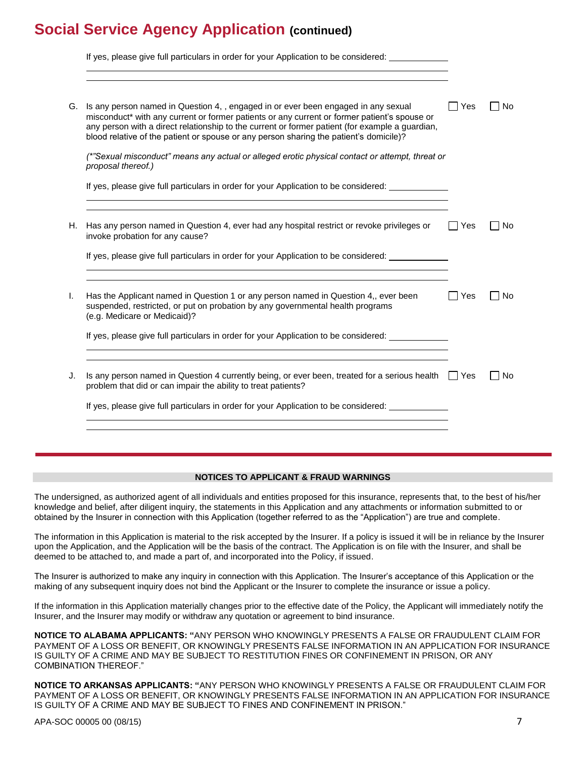# Social Service Agency Application (continued)

If yes, please give full particulars in order for your Application to be considered: ____________

______________________________________________

______________________________________________

G. Is any person named in Question 4, , engaged in or ever been engaged in any sexual misconduct* with any current or former patients or any current or former patient's spouse or any person with a direct relationship to the current or former patient (for example a guardian, blood relative of the patient or spouse or any person sharing the patient's domicile)? ☐ Yes ☐ No

*(*"Sexual misconduct" means any actual or alleged erotic physical contact or attempt, threat or proposal thereof.)*

If yes, please give full particulars in order for your Application to be considered: ____________

______________________________________________

______________________________________________

H. Has any person named in Question 4, ever had any hospital restrict or revoke privileges or invoke probation for any cause? ☐ Yes ☐ No

If yes, please give full particulars in order for your Application to be considered: ____________

______________________________________________

______________________________________________

I. Has the Applicant named in Question 1 or any person named in Question 4,, ever been suspended, restricted, or put on probation by any governmental health programs (e.g. Medicare or Medicaid)? ☐ Yes ☐ No

If yes, please give full particulars in order for your Application to be considered: ____________

______________________________________________

______________________________________________

J. Is any person named in Question 4 currently being, or ever been, treated for a serious health problem that did or can impair the ability to treat patients? ☐ Yes ☐ No

If yes, please give full particulars in order for your Application to be considered: ____________

______________________________________________

______________________________________________

## NOTICES TO APPLICANT & FRAUD WARNINGS

The undersigned, as authorized agent of all individuals and entities proposed for this insurance, represents that, to the best of his/her knowledge and belief, after diligent inquiry, the statements in this Application and any attachments or information submitted to or obtained by the Insurer in connection with this Application (together referred to as the "Application") are true and complete.

The information in this Application is material to the risk accepted by the Insurer. If a policy is issued it will be in reliance by the Insurer upon the Application, and the Application will be the basis of the contract. The Application is on file with the Insurer, and shall be deemed to be attached to, and made a part of, and incorporated into the Policy, if issued.

The Insurer is authorized to make any inquiry in connection with this Application. The Insurer's acceptance of this Application or the making of any subsequent inquiry does not bind the Applicant or the Insurer to complete the insurance or issue a policy.

If the information in this Application materially changes prior to the effective date of the Policy, the Applicant will immediately notify the Insurer, and the Insurer may modify or withdraw any quotation or agreement to bind insurance.

**NOTICE TO ALABAMA APPLICANTS: "**ANY PERSON WHO KNOWINGLY PRESENTS A FALSE OR FRAUDULENT CLAIM FOR PAYMENT OF A LOSS OR BENEFIT, OR KNOWINGLY PRESENTS FALSE INFORMATION IN AN APPLICATION FOR INSURANCE IS GUILTY OF A CRIME AND MAY BE SUBJECT TO RESTITUTION FINES OR CONFINEMENT IN PRISON, OR ANY COMBINATION THEREOF."

**NOTICE TO ARKANSAS APPLICANTS: "**ANY PERSON WHO KNOWINGLY PRESENTS A FALSE OR FRAUDULENT CLAIM FOR PAYMENT OF A LOSS OR BENEFIT, OR KNOWINGLY PRESENTS FALSE INFORMATION IN AN APPLICATION FOR INSURANCE IS GUILTY OF A CRIME AND MAY BE SUBJECT TO FINES AND CONFINEMENT IN PRISON."

APA-SOC 00005 00 (08/15)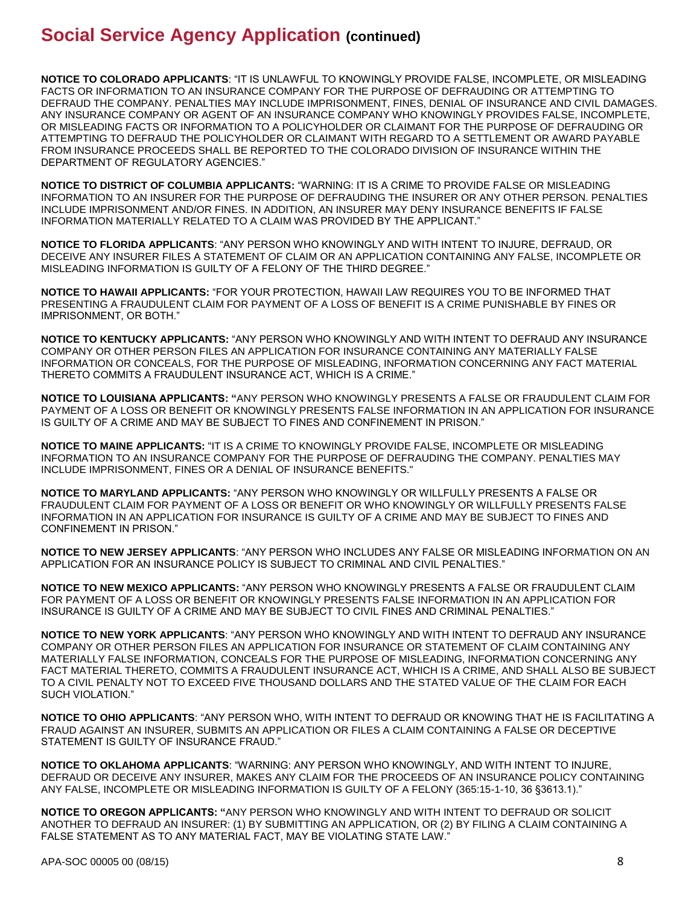## Social Service Agency Application (continued)

**NOTICE TO COLORADO APPLICANTS**: "IT IS UNLAWFUL TO KNOWINGLY PROVIDE FALSE, INCOMPLETE, OR MISLEADING FACTS OR INFORMATION TO AN INSURANCE COMPANY FOR THE PURPOSE OF DEFRAUDING OR ATTEMPTING TO DEFRAUD THE COMPANY. PENALTIES MAY INCLUDE IMPRISONMENT, FINES, DENIAL OF INSURANCE AND CIVIL DAMAGES. ANY INSURANCE COMPANY OR AGENT OF AN INSURANCE COMPANY WHO KNOWINGLY PROVIDES FALSE, INCOMPLETE, OR MISLEADING FACTS OR INFORMATION TO A POLICYHOLDER OR CLAIMANT FOR THE PURPOSE OF DEFRAUDING OR ATTEMPTING TO DEFRAUD THE POLICYHOLDER OR CLAIMANT WITH REGARD TO A SETTLEMENT OR AWARD PAYABLE FROM INSURANCE PROCEEDS SHALL BE REPORTED TO THE COLORADO DIVISION OF INSURANCE WITHIN THE DEPARTMENT OF REGULATORY AGENCIES."

**NOTICE TO DISTRICT OF COLUMBIA APPLICANTS:** "WARNING: IT IS A CRIME TO PROVIDE FALSE OR MISLEADING INFORMATION TO AN INSURER FOR THE PURPOSE OF DEFRAUDING THE INSURER OR ANY OTHER PERSON. PENALTIES INCLUDE IMPRISONMENT AND/OR FINES. IN ADDITION, AN INSURER MAY DENY INSURANCE BENEFITS IF FALSE INFORMATION MATERIALLY RELATED TO A CLAIM WAS PROVIDED BY THE APPLICANT."

**NOTICE TO FLORIDA APPLICANTS**: "ANY PERSON WHO KNOWINGLY AND WITH INTENT TO INJURE, DEFRAUD, OR DECEIVE ANY INSURER FILES A STATEMENT OF CLAIM OR AN APPLICATION CONTAINING ANY FALSE, INCOMPLETE OR MISLEADING INFORMATION IS GUILTY OF A FELONY OF THE THIRD DEGREE."

**NOTICE TO HAWAII APPLICANTS:** "FOR YOUR PROTECTION, HAWAII LAW REQUIRES YOU TO BE INFORMED THAT PRESENTING A FRAUDULENT CLAIM FOR PAYMENT OF A LOSS OF BENEFIT IS A CRIME PUNISHABLE BY FINES OR IMPRISONMENT, OR BOTH."

**NOTICE TO KENTUCKY APPLICANTS:** "ANY PERSON WHO KNOWINGLY AND WITH INTENT TO DEFRAUD ANY INSURANCE COMPANY OR OTHER PERSON FILES AN APPLICATION FOR INSURANCE CONTAINING ANY MATERIALLY FALSE INFORMATION OR CONCEALS, FOR THE PURPOSE OF MISLEADING, INFORMATION CONCERNING ANY FACT MATERIAL THERETO COMMITS A FRAUDULENT INSURANCE ACT, WHICH IS A CRIME."

**NOTICE TO LOUISIANA APPLICANTS: "**ANY PERSON WHO KNOWINGLY PRESENTS A FALSE OR FRAUDULENT CLAIM FOR PAYMENT OF A LOSS OR BENEFIT OR KNOWINGLY PRESENTS FALSE INFORMATION IN AN APPLICATION FOR INSURANCE IS GUILTY OF A CRIME AND MAY BE SUBJECT TO FINES AND CONFINEMENT IN PRISON."

**NOTICE TO MAINE APPLICANTS:** "IT IS A CRIME TO KNOWINGLY PROVIDE FALSE, INCOMPLETE OR MISLEADING INFORMATION TO AN INSURANCE COMPANY FOR THE PURPOSE OF DEFRAUDING THE COMPANY. PENALTIES MAY INCLUDE IMPRISONMENT, FINES OR A DENIAL OF INSURANCE BENEFITS."

**NOTICE TO MARYLAND APPLICANTS:** "ANY PERSON WHO KNOWINGLY OR WILLFULLY PRESENTS A FALSE OR FRAUDULENT CLAIM FOR PAYMENT OF A LOSS OR BENEFIT OR WHO KNOWINGLY OR WILLFULLY PRESENTS FALSE INFORMATION IN AN APPLICATION FOR INSURANCE IS GUILTY OF A CRIME AND MAY BE SUBJECT TO FINES AND CONFINEMENT IN PRISON."

**NOTICE TO NEW JERSEY APPLICANTS**: "ANY PERSON WHO INCLUDES ANY FALSE OR MISLEADING INFORMATION ON AN APPLICATION FOR AN INSURANCE POLICY IS SUBJECT TO CRIMINAL AND CIVIL PENALTIES."

**NOTICE TO NEW MEXICO APPLICANTS:** "ANY PERSON WHO KNOWINGLY PRESENTS A FALSE OR FRAUDULENT CLAIM FOR PAYMENT OF A LOSS OR BENEFIT OR KNOWINGLY PRESENTS FALSE INFORMATION IN AN APPLICATION FOR INSURANCE IS GUILTY OF A CRIME AND MAY BE SUBJECT TO CIVIL FINES AND CRIMINAL PENALTIES."

**NOTICE TO NEW YORK APPLICANTS**: "ANY PERSON WHO KNOWINGLY AND WITH INTENT TO DEFRAUD ANY INSURANCE COMPANY OR OTHER PERSON FILES AN APPLICATION FOR INSURANCE OR STATEMENT OF CLAIM CONTAINING ANY MATERIALLY FALSE INFORMATION, CONCEALS FOR THE PURPOSE OF MISLEADING, INFORMATION CONCERNING ANY FACT MATERIAL THERETO, COMMITS A FRAUDULENT INSURANCE ACT, WHICH IS A CRIME, AND SHALL ALSO BE SUBJECT TO A CIVIL PENALTY NOT TO EXCEED FIVE THOUSAND DOLLARS AND THE STATED VALUE OF THE CLAIM FOR EACH SUCH VIOLATION."

**NOTICE TO OHIO APPLICANTS**: "ANY PERSON WHO, WITH INTENT TO DEFRAUD OR KNOWING THAT HE IS FACILITATING A FRAUD AGAINST AN INSURER, SUBMITS AN APPLICATION OR FILES A CLAIM CONTAINING A FALSE OR DECEPTIVE STATEMENT IS GUILTY OF INSURANCE FRAUD."

**NOTICE TO OKLAHOMA APPLICANTS**: "WARNING: ANY PERSON WHO KNOWINGLY, AND WITH INTENT TO INJURE, DEFRAUD OR DECEIVE ANY INSURER, MAKES ANY CLAIM FOR THE PROCEEDS OF AN INSURANCE POLICY CONTAINING ANY FALSE, INCOMPLETE OR MISLEADING INFORMATION IS GUILTY OF A FELONY (365:15-1-10, 36 §3613.1)."

**NOTICE TO OREGON APPLICANTS: "**ANY PERSON WHO KNOWINGLY AND WITH INTENT TO DEFRAUD OR SOLICIT ANOTHER TO DEFRAUD AN INSURER: (1) BY SUBMITTING AN APPLICATION, OR (2) BY FILING A CLAIM CONTAINING A FALSE STATEMENT AS TO ANY MATERIAL FACT, MAY BE VIOLATING STATE LAW."

APA-SOC 00005 00 (08/15)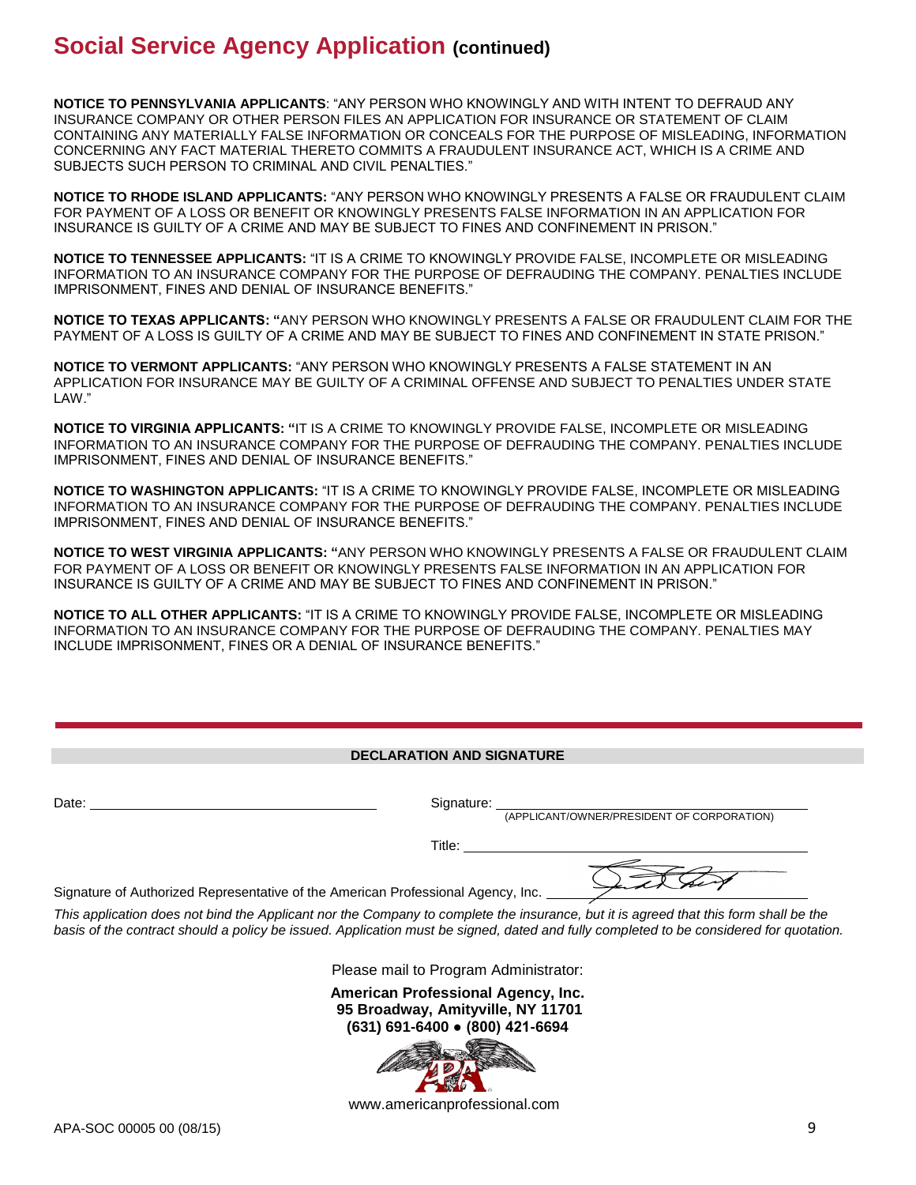# Social Service Agency Application (continued)

**NOTICE TO PENNSYLVANIA APPLICANTS**: "ANY PERSON WHO KNOWINGLY AND WITH INTENT TO DEFRAUD ANY INSURANCE COMPANY OR OTHER PERSON FILES AN APPLICATION FOR INSURANCE OR STATEMENT OF CLAIM CONTAINING ANY MATERIALLY FALSE INFORMATION OR CONCEALS FOR THE PURPOSE OF MISLEADING, INFORMATION CONCERNING ANY FACT MATERIAL THERETO COMMITS A FRAUDULENT INSURANCE ACT, WHICH IS A CRIME AND SUBJECTS SUCH PERSON TO CRIMINAL AND CIVIL PENALTIES."

**NOTICE TO RHODE ISLAND APPLICANTS:** "ANY PERSON WHO KNOWINGLY PRESENTS A FALSE OR FRAUDULENT CLAIM FOR PAYMENT OF A LOSS OR BENEFIT OR KNOWINGLY PRESENTS FALSE INFORMATION IN AN APPLICATION FOR INSURANCE IS GUILTY OF A CRIME AND MAY BE SUBJECT TO FINES AND CONFINEMENT IN PRISON."

**NOTICE TO TENNESSEE APPLICANTS:** "IT IS A CRIME TO KNOWINGLY PROVIDE FALSE, INCOMPLETE OR MISLEADING INFORMATION TO AN INSURANCE COMPANY FOR THE PURPOSE OF DEFRAUDING THE COMPANY. PENALTIES INCLUDE IMPRISONMENT, FINES AND DENIAL OF INSURANCE BENEFITS."

**NOTICE TO TEXAS APPLICANTS: "**ANY PERSON WHO KNOWINGLY PRESENTS A FALSE OR FRAUDULENT CLAIM FOR THE PAYMENT OF A LOSS IS GUILTY OF A CRIME AND MAY BE SUBJECT TO FINES AND CONFINEMENT IN STATE PRISON."

**NOTICE TO VERMONT APPLICANTS:** "ANY PERSON WHO KNOWINGLY PRESENTS A FALSE STATEMENT IN AN APPLICATION FOR INSURANCE MAY BE GUILTY OF A CRIMINAL OFFENSE AND SUBJECT TO PENALTIES UNDER STATE LAW."

**NOTICE TO VIRGINIA APPLICANTS: "**IT IS A CRIME TO KNOWINGLY PROVIDE FALSE, INCOMPLETE OR MISLEADING INFORMATION TO AN INSURANCE COMPANY FOR THE PURPOSE OF DEFRAUDING THE COMPANY. PENALTIES INCLUDE IMPRISONMENT, FINES AND DENIAL OF INSURANCE BENEFITS."

**NOTICE TO WASHINGTON APPLICANTS:** "IT IS A CRIME TO KNOWINGLY PROVIDE FALSE, INCOMPLETE OR MISLEADING INFORMATION TO AN INSURANCE COMPANY FOR THE PURPOSE OF DEFRAUDING THE COMPANY. PENALTIES INCLUDE IMPRISONMENT, FINES AND DENIAL OF INSURANCE BENEFITS."

**NOTICE TO WEST VIRGINIA APPLICANTS: "**ANY PERSON WHO KNOWINGLY PRESENTS A FALSE OR FRAUDULENT CLAIM FOR PAYMENT OF A LOSS OR BENEFIT OR KNOWINGLY PRESENTS FALSE INFORMATION IN AN APPLICATION FOR INSURANCE IS GUILTY OF A CRIME AND MAY BE SUBJECT TO FINES AND CONFINEMENT IN PRISON."

**NOTICE TO ALL OTHER APPLICANTS:** "IT IS A CRIME TO KNOWINGLY PROVIDE FALSE, INCOMPLETE OR MISLEADING INFORMATION TO AN INSURANCE COMPANY FOR THE PURPOSE OF DEFRAUDING THE COMPANY. PENALTIES MAY INCLUDE IMPRISONMENT, FINES OR A DENIAL OF INSURANCE BENEFITS."

## DECLARATION AND SIGNATURE

Date: ______________________ Signature: ______________________
(APPLICANT/OWNER/PRESIDENT OF CORPORATION)

Title: ______________________

Signature of Authorized Representative of the American Professional Agency, Inc. ______________________

*This application does not bind the Applicant nor the Company to complete the insurance, but it is agreed that this form shall be the basis of the contract should a policy be issued. Application must be signed, dated and fully completed to be considered for quotation.*

Please mail to Program Administrator:

**American Professional Agency, Inc.**
**95 Broadway, Amityville, NY 11701**
**(631) 691-6400 ● (800) 421-6694**

www.americanprofessional.com

APA-SOC 00005 00 (08/15)